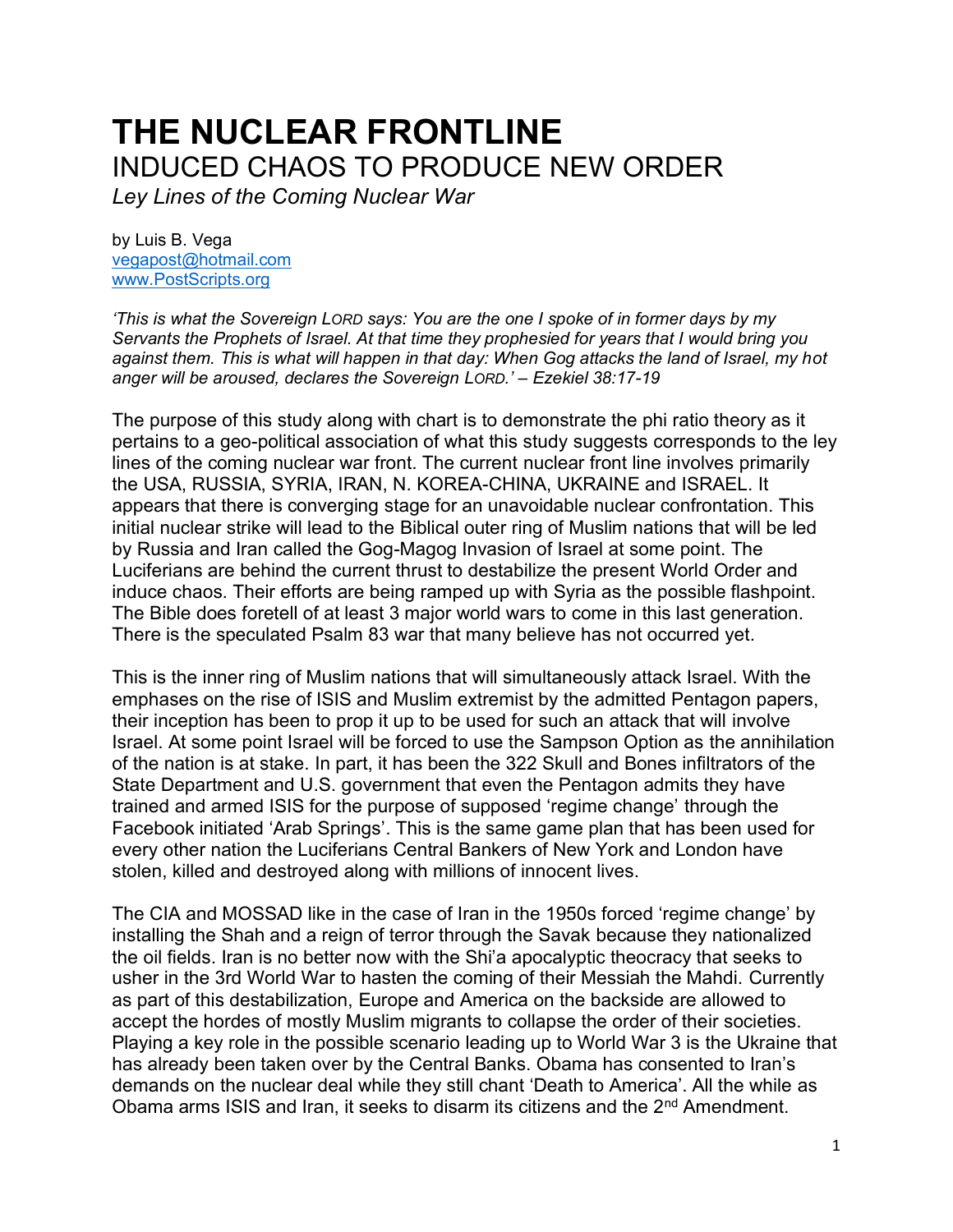# THE NUCLEAR FRONTLINE

## INDUCED CHAOS TO PRODUCE NEW ORDER

*Ley Lines of the Coming Nuclear War*

by Luis B. Vega
vegapost@hotmail.com
www.PostScripts.org

*'This is what the Sovereign LORD says: You are the one I spoke of in former days by my Servants the Prophets of Israel. At that time they prophesied for years that I would bring you against them. This is what will happen in that day: When Gog attacks the land of Israel, my hot anger will be aroused, declares the Sovereign LORD.' – Ezekiel 38:17-19*

The purpose of this study along with chart is to demonstrate the phi ratio theory as it pertains to a geo-political association of what this study suggests corresponds to the ley lines of the coming nuclear war front. The current nuclear front line involves primarily the USA, RUSSIA, SYRIA, IRAN, N. KOREA-CHINA, UKRAINE and ISRAEL. It appears that there is converging stage for an unavoidable nuclear confrontation. This initial nuclear strike will lead to the Biblical outer ring of Muslim nations that will be led by Russia and Iran called the Gog-Magog Invasion of Israel at some point. The Luciferians are behind the current thrust to destabilize the present World Order and induce chaos. Their efforts are being ramped up with Syria as the possible flashpoint. The Bible does foretell of at least 3 major world wars to come in this last generation. There is the speculated Psalm 83 war that many believe has not occurred yet.

This is the inner ring of Muslim nations that will simultaneously attack Israel. With the emphases on the rise of ISIS and Muslim extremist by the admitted Pentagon papers, their inception has been to prop it up to be used for such an attack that will involve Israel. At some point Israel will be forced to use the Sampson Option as the annihilation of the nation is at stake. In part, it has been the 322 Skull and Bones infiltrators of the State Department and U.S. government that even the Pentagon admits they have trained and armed ISIS for the purpose of supposed 'regime change' through the Facebook initiated 'Arab Springs'. This is the same game plan that has been used for every other nation the Luciferians Central Bankers of New York and London have stolen, killed and destroyed along with millions of innocent lives.

The CIA and MOSSAD like in the case of Iran in the 1950s forced 'regime change' by installing the Shah and a reign of terror through the Savak because they nationalized the oil fields. Iran is no better now with the Shi'a apocalyptic theocracy that seeks to usher in the 3rd World War to hasten the coming of their Messiah the Mahdi. Currently as part of this destabilization, Europe and America on the backside are allowed to accept the hordes of mostly Muslim migrants to collapse the order of their societies. Playing a key role in the possible scenario leading up to World War 3 is the Ukraine that has already been taken over by the Central Banks. Obama has consented to Iran's demands on the nuclear deal while they still chant 'Death to America'. All the while as Obama arms ISIS and Iran, it seeks to disarm its citizens and the 2nd Amendment.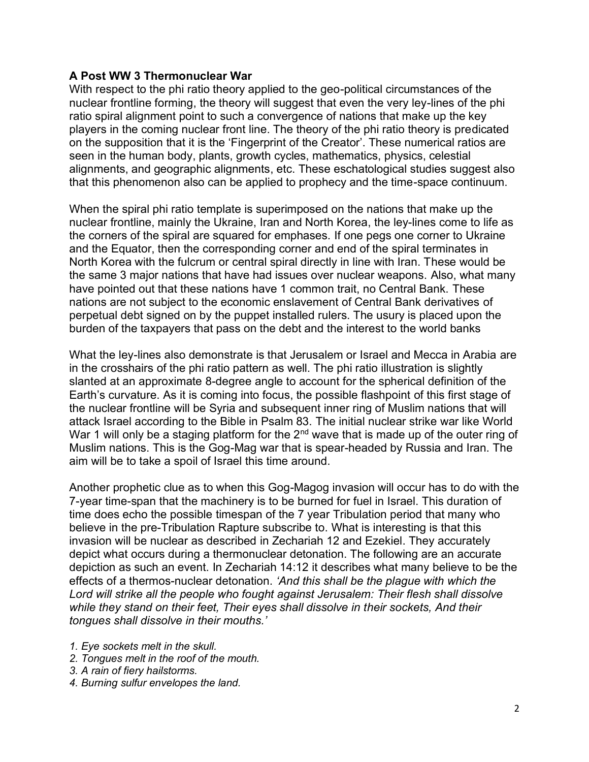**A Post WW 3 Thermonuclear War**

With respect to the phi ratio theory applied to the geo-political circumstances of the nuclear frontline forming, the theory will suggest that even the very ley-lines of the phi ratio spiral alignment point to such a convergence of nations that make up the key players in the coming nuclear front line. The theory of the phi ratio theory is predicated on the supposition that it is the 'Fingerprint of the Creator'. These numerical ratios are seen in the human body, plants, growth cycles, mathematics, physics, celestial alignments, and geographic alignments, etc. These eschatological studies suggest also that this phenomenon also can be applied to prophecy and the time-space continuum.

When the spiral phi ratio template is superimposed on the nations that make up the nuclear frontline, mainly the Ukraine, Iran and North Korea, the ley-lines come to life as the corners of the spiral are squared for emphases. If one pegs one corner to Ukraine and the Equator, then the corresponding corner and end of the spiral terminates in North Korea with the fulcrum or central spiral directly in line with Iran. These would be the same 3 major nations that have had issues over nuclear weapons. Also, what many have pointed out that these nations have 1 common trait, no Central Bank. These nations are not subject to the economic enslavement of Central Bank derivatives of perpetual debt signed on by the puppet installed rulers. The usury is placed upon the burden of the taxpayers that pass on the debt and the interest to the world banks

What the ley-lines also demonstrate is that Jerusalem or Israel and Mecca in Arabia are in the crosshairs of the phi ratio pattern as well. The phi ratio illustration is slightly slanted at an approximate 8-degree angle to account for the spherical definition of the Earth's curvature. As it is coming into focus, the possible flashpoint of this first stage of the nuclear frontline will be Syria and subsequent inner ring of Muslim nations that will attack Israel according to the Bible in Psalm 83. The initial nuclear strike war like World War 1 will only be a staging platform for the 2nd wave that is made up of the outer ring of Muslim nations. This is the Gog-Mag war that is spear-headed by Russia and Iran. The aim will be to take a spoil of Israel this time around.

Another prophetic clue as to when this Gog-Magog invasion will occur has to do with the 7-year time-span that the machinery is to be burned for fuel in Israel. This duration of time does echo the possible timespan of the 7 year Tribulation period that many who believe in the pre-Tribulation Rapture subscribe to. What is interesting is that this invasion will be nuclear as described in Zechariah 12 and Ezekiel. They accurately depict what occurs during a thermonuclear detonation. The following are an accurate depiction as such an event. In Zechariah 14:12 it describes what many believe to be the effects of a thermos-nuclear detonation. *'And this shall be the plague with which the Lord will strike all the people who fought against Jerusalem: Their flesh shall dissolve while they stand on their feet, Their eyes shall dissolve in their sockets, And their tongues shall dissolve in their mouths.'*

1. *Eye sockets melt in the skull.*
2. *Tongues melt in the roof of the mouth.*
3. *A rain of fiery hailstorms.*
4. *Burning sulfur envelopes the land.*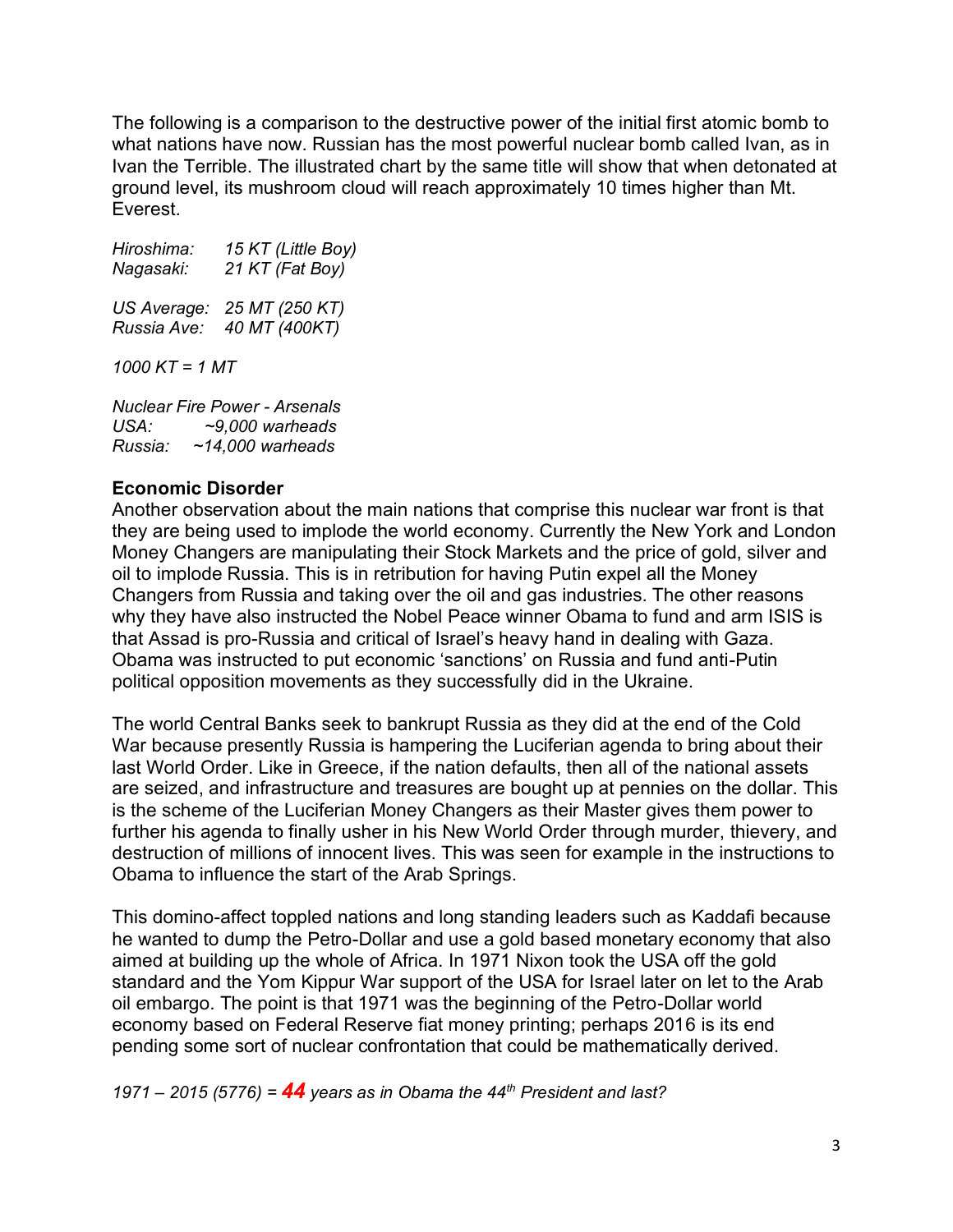The following is a comparison to the destructive power of the initial first atomic bomb to what nations have now. Russian has the most powerful nuclear bomb called Ivan, as in Ivan the Terrible. The illustrated chart by the same title will show that when detonated at ground level, its mushroom cloud will reach approximately 10 times higher than Mt. Everest.

*Hiroshima: 15 KT (Little Boy)*
*Nagasaki: 21 KT (Fat Boy)*

*US Average: 25 MT (250 KT)*
*Russia Ave: 40 MT (400KT)*

*1000 KT = 1 MT*

*Nuclear Fire Power - Arsenals*
*USA: ~9,000 warheads*
*Russia: ~14,000 warheads*

**Economic Disorder**

Another observation about the main nations that comprise this nuclear war front is that they are being used to implode the world economy. Currently the New York and London Money Changers are manipulating their Stock Markets and the price of gold, silver and oil to implode Russia. This is in retribution for having Putin expel all the Money Changers from Russia and taking over the oil and gas industries. The other reasons why they have also instructed the Nobel Peace winner Obama to fund and arm ISIS is that Assad is pro-Russia and critical of Israel's heavy hand in dealing with Gaza. Obama was instructed to put economic 'sanctions' on Russia and fund anti-Putin political opposition movements as they successfully did in the Ukraine.

The world Central Banks seek to bankrupt Russia as they did at the end of the Cold War because presently Russia is hampering the Luciferian agenda to bring about their last World Order. Like in Greece, if the nation defaults, then all of the national assets are seized, and infrastructure and treasures are bought up at pennies on the dollar. This is the scheme of the Luciferian Money Changers as their Master gives them power to further his agenda to finally usher in his New World Order through murder, thievery, and destruction of millions of innocent lives. This was seen for example in the instructions to Obama to influence the start of the Arab Springs.

This domino-affect toppled nations and long standing leaders such as Kaddafi because he wanted to dump the Petro-Dollar and use a gold based monetary economy that also aimed at building up the whole of Africa. In 1971 Nixon took the USA off the gold standard and the Yom Kippur War support of the USA for Israel later on let to the Arab oil embargo. The point is that 1971 was the beginning of the Petro-Dollar world economy based on Federal Reserve fiat money printing; perhaps 2016 is its end pending some sort of nuclear confrontation that could be mathematically derived.

*1971 – 2015 (5776) = **44** years as in Obama the 44th President and last?*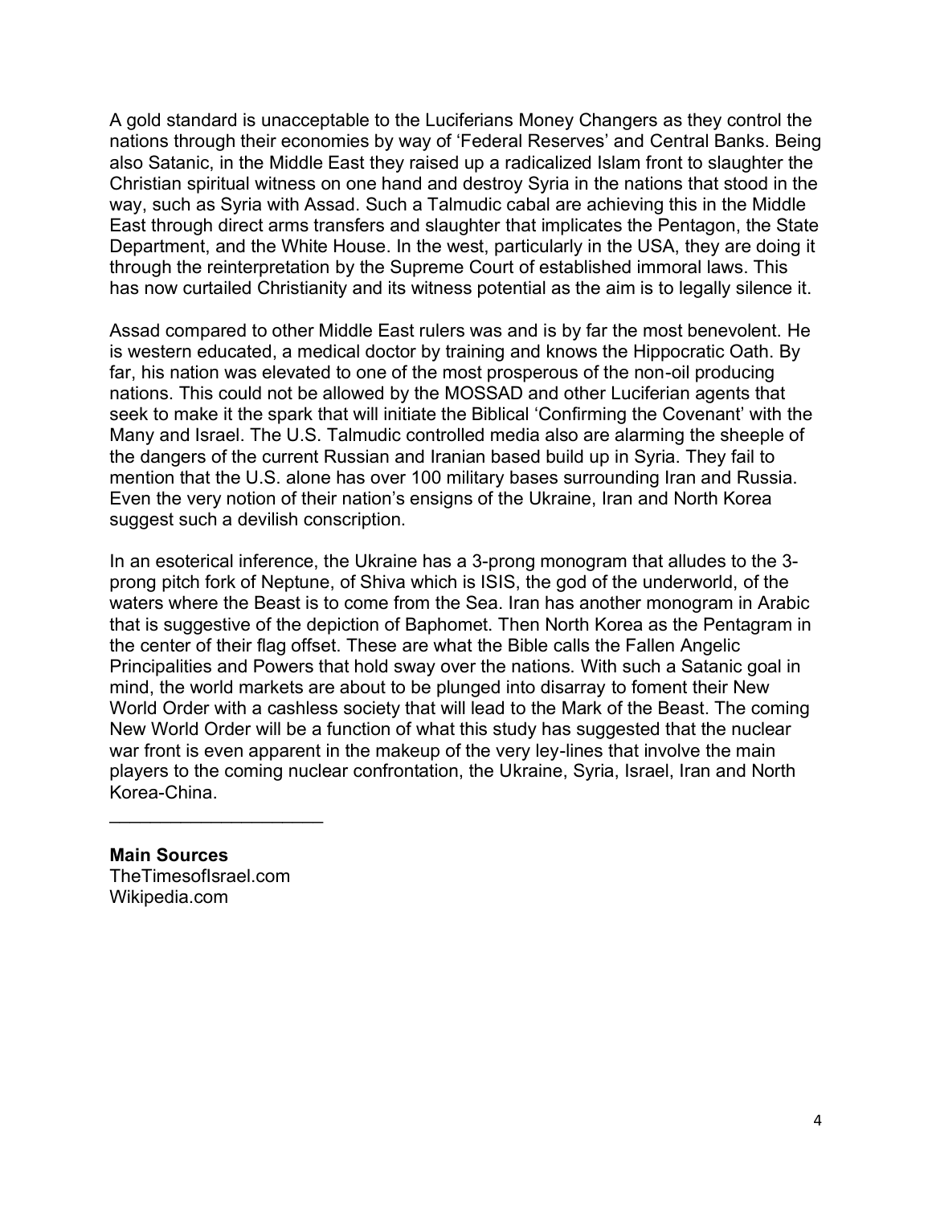A gold standard is unacceptable to the Luciferians Money Changers as they control the nations through their economies by way of 'Federal Reserves' and Central Banks. Being also Satanic, in the Middle East they raised up a radicalized Islam front to slaughter the Christian spiritual witness on one hand and destroy Syria in the nations that stood in the way, such as Syria with Assad. Such a Talmudic cabal are achieving this in the Middle East through direct arms transfers and slaughter that implicates the Pentagon, the State Department, and the White House. In the west, particularly in the USA, they are doing it through the reinterpretation by the Supreme Court of established immoral laws. This has now curtailed Christianity and its witness potential as the aim is to legally silence it.

Assad compared to other Middle East rulers was and is by far the most benevolent. He is western educated, a medical doctor by training and knows the Hippocratic Oath. By far, his nation was elevated to one of the most prosperous of the non-oil producing nations. This could not be allowed by the MOSSAD and other Luciferian agents that seek to make it the spark that will initiate the Biblical 'Confirming the Covenant' with the Many and Israel. The U.S. Talmudic controlled media also are alarming the sheeple of the dangers of the current Russian and Iranian based build up in Syria. They fail to mention that the U.S. alone has over 100 military bases surrounding Iran and Russia. Even the very notion of their nation's ensigns of the Ukraine, Iran and North Korea suggest such a devilish conscription.

In an esoterical inference, the Ukraine has a 3-prong monogram that alludes to the 3-prong pitch fork of Neptune, of Shiva which is ISIS, the god of the underworld, of the waters where the Beast is to come from the Sea. Iran has another monogram in Arabic that is suggestive of the depiction of Baphomet. Then North Korea as the Pentagram in the center of their flag offset. These are what the Bible calls the Fallen Angelic Principalities and Powers that hold sway over the nations. With such a Satanic goal in mind, the world markets are about to be plunged into disarray to foment their New World Order with a cashless society that will lead to the Mark of the Beast. The coming New World Order will be a function of what this study has suggested that the nuclear war front is even apparent in the makeup of the very ley-lines that involve the main players to the coming nuclear confrontation, the Ukraine, Syria, Israel, Iran and North Korea-China.

---

**Main Sources**
TheTimesofIsrael.com
Wikipedia.com